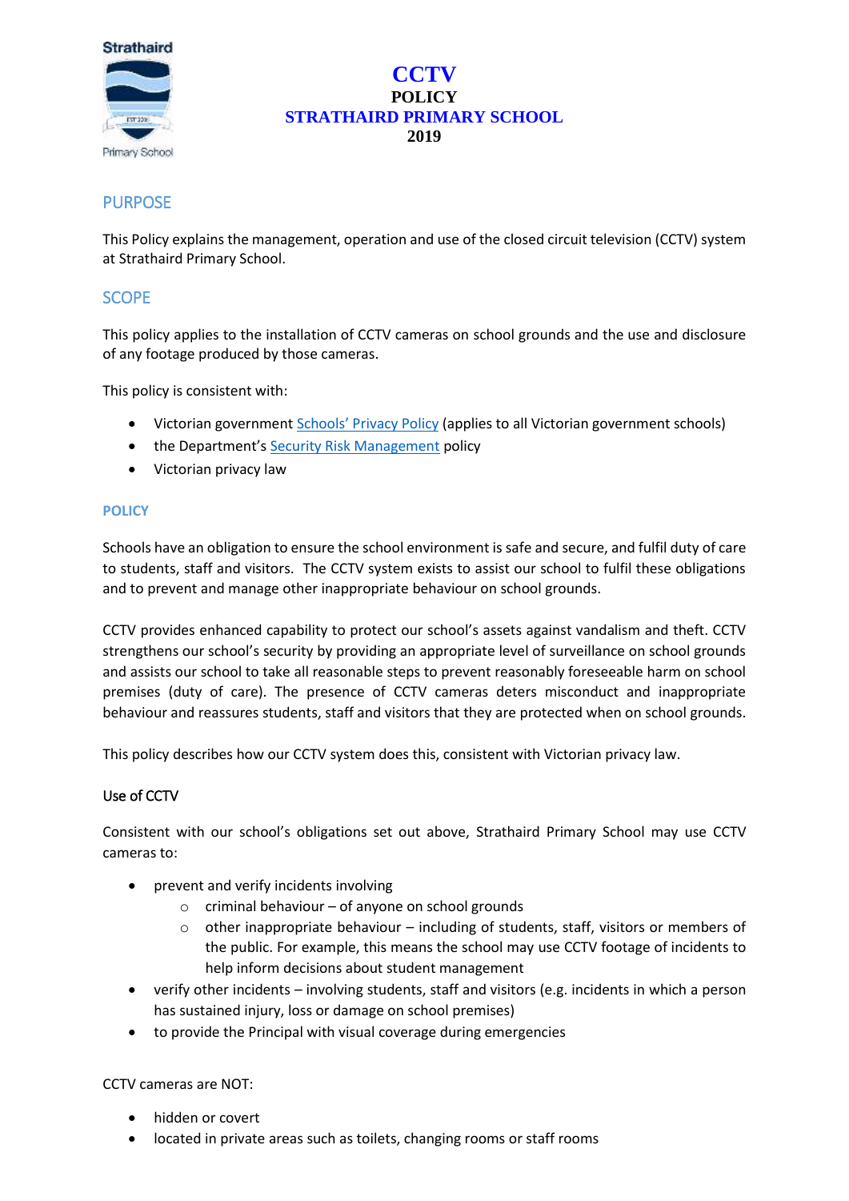# CCTV

**POLICY**

**STRATHAIRD PRIMARY SCHOOL**

**2019**

## PURPOSE

This Policy explains the management, operation and use of the closed circuit television (CCTV) system at Strathaird Primary School.

## SCOPE

This policy applies to the installation of CCTV cameras on school grounds and the use and disclosure of any footage produced by those cameras.

This policy is consistent with:

- Victorian government Schools' Privacy Policy (applies to all Victorian government schools)
- the Department's Security Risk Management policy
- Victorian privacy law

## POLICY

Schools have an obligation to ensure the school environment is safe and secure, and fulfil duty of care to students, staff and visitors. The CCTV system exists to assist our school to fulfil these obligations and to prevent and manage other inappropriate behaviour on school grounds.

CCTV provides enhanced capability to protect our school's assets against vandalism and theft. CCTV strengthens our school's security by providing an appropriate level of surveillance on school grounds and assists our school to take all reasonable steps to prevent reasonably foreseeable harm on school premises (duty of care). The presence of CCTV cameras deters misconduct and inappropriate behaviour and reassures students, staff and visitors that they are protected when on school grounds.

This policy describes how our CCTV system does this, consistent with Victorian privacy law.

### Use of CCTV

Consistent with our school's obligations set out above, Strathaird Primary School may use CCTV cameras to:

- prevent and verify incidents involving
  - criminal behaviour – of anyone on school grounds
  - other inappropriate behaviour – including of students, staff, visitors or members of the public. For example, this means the school may use CCTV footage of incidents to help inform decisions about student management
- verify other incidents – involving students, staff and visitors (e.g. incidents in which a person has sustained injury, loss or damage on school premises)
- to provide the Principal with visual coverage during emergencies

CCTV cameras are NOT:

- hidden or covert
- located in private areas such as toilets, changing rooms or staff rooms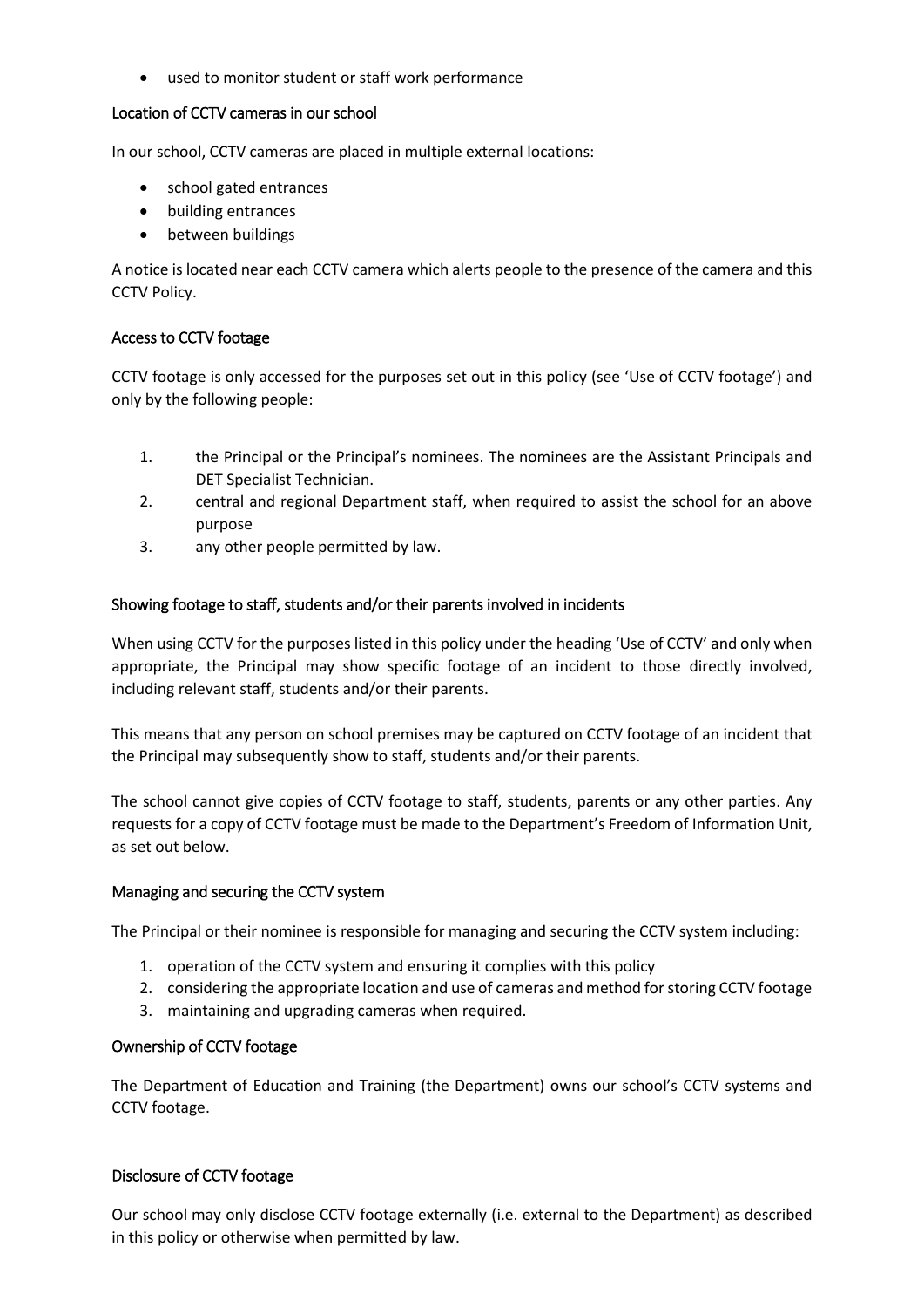- used to monitor student or staff work performance

### Location of CCTV cameras in our school

In our school, CCTV cameras are placed in multiple external locations:

- school gated entrances
- building entrances
- between buildings

A notice is located near each CCTV camera which alerts people to the presence of the camera and this CCTV Policy.

### Access to CCTV footage

CCTV footage is only accessed for the purposes set out in this policy (see 'Use of CCTV footage') and only by the following people:

1. the Principal or the Principal's nominees. The nominees are the Assistant Principals and DET Specialist Technician.
2. central and regional Department staff, when required to assist the school for an above purpose
3. any other people permitted by law.

### Showing footage to staff, students and/or their parents involved in incidents

When using CCTV for the purposes listed in this policy under the heading 'Use of CCTV' and only when appropriate, the Principal may show specific footage of an incident to those directly involved, including relevant staff, students and/or their parents.

This means that any person on school premises may be captured on CCTV footage of an incident that the Principal may subsequently show to staff, students and/or their parents.

The school cannot give copies of CCTV footage to staff, students, parents or any other parties. Any requests for a copy of CCTV footage must be made to the Department's Freedom of Information Unit, as set out below.

### Managing and securing the CCTV system

The Principal or their nominee is responsible for managing and securing the CCTV system including:

1. operation of the CCTV system and ensuring it complies with this policy
2. considering the appropriate location and use of cameras and method for storing CCTV footage
3. maintaining and upgrading cameras when required.

### Ownership of CCTV footage

The Department of Education and Training (the Department) owns our school's CCTV systems and CCTV footage.

### Disclosure of CCTV footage

Our school may only disclose CCTV footage externally (i.e. external to the Department) as described in this policy or otherwise when permitted by law.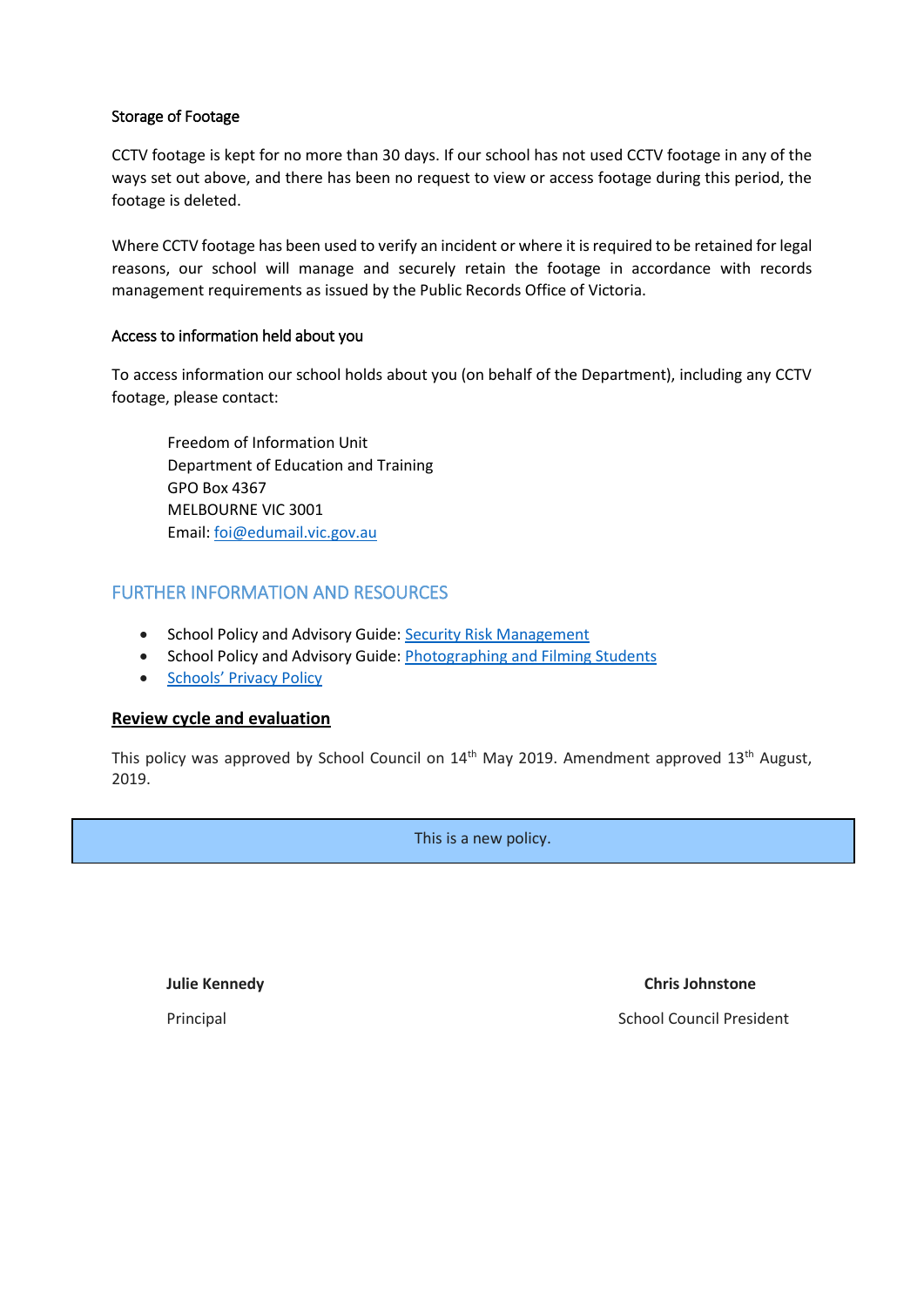### Storage of Footage

CCTV footage is kept for no more than 30 days. If our school has not used CCTV footage in any of the ways set out above, and there has been no request to view or access footage during this period, the footage is deleted.

Where CCTV footage has been used to verify an incident or where it is required to be retained for legal reasons, our school will manage and securely retain the footage in accordance with records management requirements as issued by the Public Records Office of Victoria.

### Access to information held about you

To access information our school holds about you (on behalf of the Department), including any CCTV footage, please contact:

> Freedom of Information Unit
> Department of Education and Training
> GPO Box 4367
> MELBOURNE VIC 3001
> Email: foi@edumail.vic.gov.au

## FURTHER INFORMATION AND RESOURCES

- School Policy and Advisory Guide: Security Risk Management
- School Policy and Advisory Guide: Photographing and Filming Students
- Schools' Privacy Policy

## Review cycle and evaluation

This policy was approved by School Council on 14th May 2019. Amendment approved 13th August, 2019.

This is a new policy.

**Julie Kennedy**
Principal

**Chris Johnstone**
School Council President